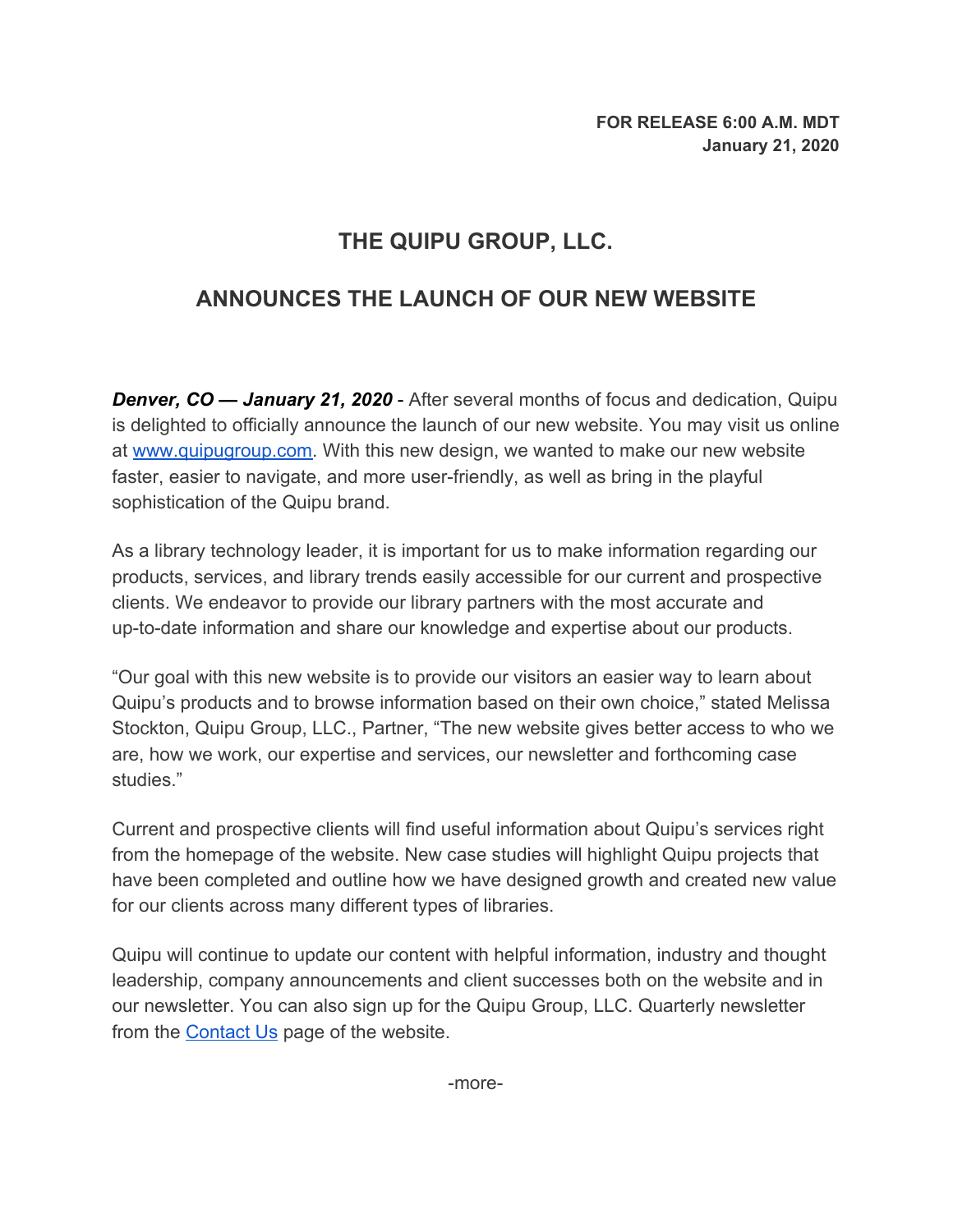**FOR RELEASE 6:00 A.M. MDT**
**January 21, 2020**

# THE QUIPU GROUP, LLC.

## ANNOUNCES THE LAUNCH OF OUR NEW WEBSITE

***Denver, CO — January 21, 2020*** - After several months of focus and dedication, Quipu is delighted to officially announce the launch of our new website. You may visit us online at [www.quipugroup.com](http://www.quipugroup.com). With this new design, we wanted to make our new website faster, easier to navigate, and more user-friendly, as well as bring in the playful sophistication of the Quipu brand.

As a library technology leader, it is important for us to make information regarding our products, services, and library trends easily accessible for our current and prospective clients. We endeavor to provide our library partners with the most accurate and up-to-date information and share our knowledge and expertise about our products.

"Our goal with this new website is to provide our visitors an easier way to learn about Quipu's products and to browse information based on their own choice," stated Melissa Stockton, Quipu Group, LLC., Partner, "The new website gives better access to who we are, how we work, our expertise and services, our newsletter and forthcoming case studies."

Current and prospective clients will find useful information about Quipu's services right from the homepage of the website. New case studies will highlight Quipu projects that have been completed and outline how we have designed growth and created new value for our clients across many different types of libraries.

Quipu will continue to update our content with helpful information, industry and thought leadership, company announcements and client successes both on the website and in our newsletter. You can also sign up for the Quipu Group, LLC. Quarterly newsletter from the Contact Us page of the website.

-more-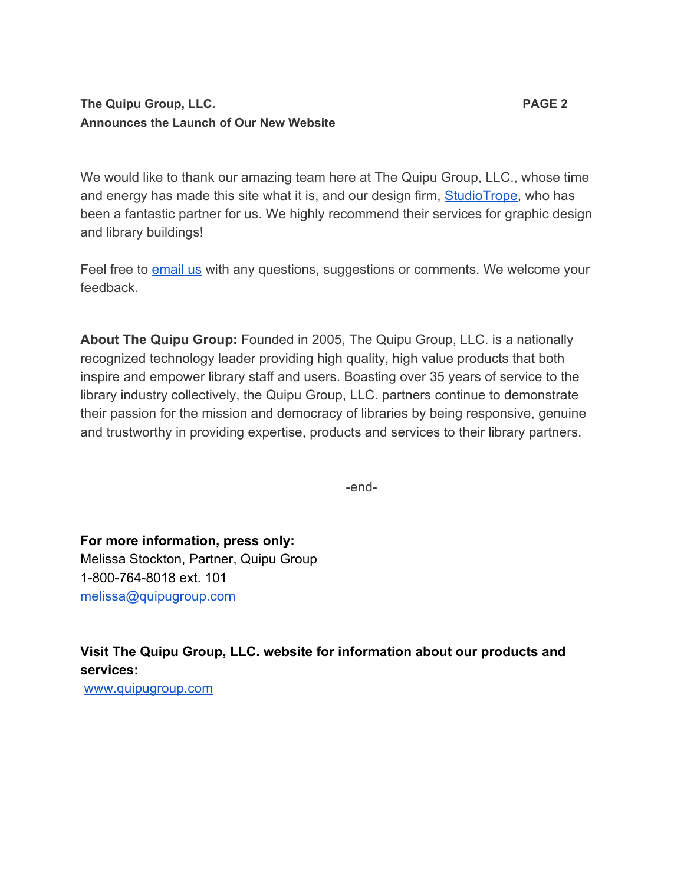We would like to thank our amazing team here at The Quipu Group, LLC., whose time and energy has made this site what it is, and our design firm, [StudioTrope](), who has been a fantastic partner for us. We highly recommend their services for graphic design and library buildings!

Feel free to [email us]() with any questions, suggestions or comments. We welcome your feedback.

**About The Quipu Group:** Founded in 2005, The Quipu Group, LLC. is a nationally recognized technology leader providing high quality, high value products that both inspire and empower library staff and users. Boasting over 35 years of service to the library industry collectively, the Quipu Group, LLC. partners continue to demonstrate their passion for the mission and democracy of libraries by being responsive, genuine and trustworthy in providing expertise, products and services to their library partners.

-end-

**For more information, press only:**
Melissa Stockton, Partner, Quipu Group
1-800-764-8018 ext. 101
melissa@quipugroup.com

**Visit The Quipu Group, LLC. website for information about our products and services:**
www.quipugroup.com